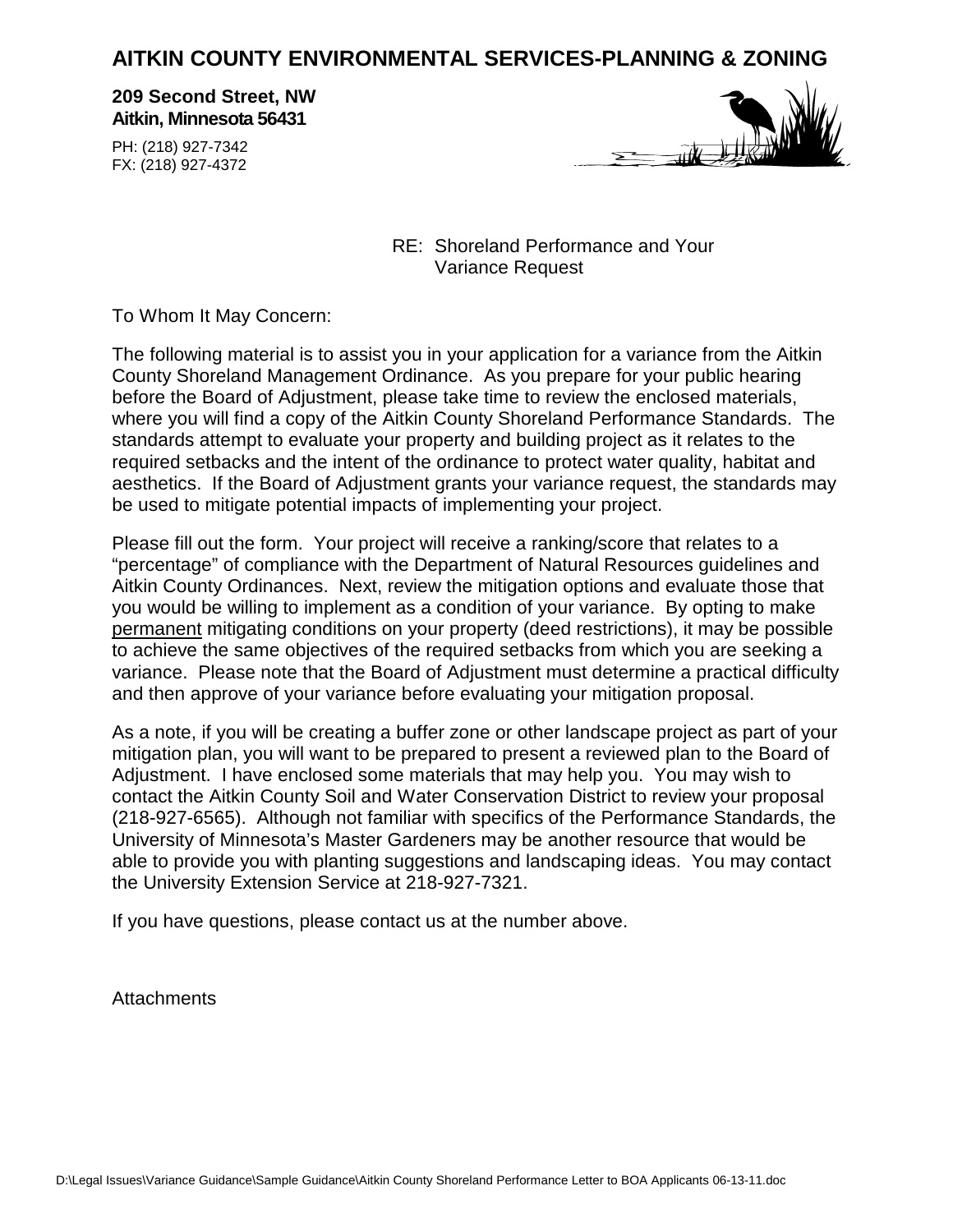# AITKIN COUNTY ENVIRONMENTAL SERVICES-PLANNING & ZONING

**209 Second Street, NW**
**Aitkin, Minnesota 56431**

PH: (218) 927-7342
FX: (218) 927-4372

RE: Shoreland Performance and Your Variance Request

To Whom It May Concern:

The following material is to assist you in your application for a variance from the Aitkin County Shoreland Management Ordinance. As you prepare for your public hearing before the Board of Adjustment, please take time to review the enclosed materials, where you will find a copy of the Aitkin County Shoreland Performance Standards. The standards attempt to evaluate your property and building project as it relates to the required setbacks and the intent of the ordinance to protect water quality, habitat and aesthetics. If the Board of Adjustment grants your variance request, the standards may be used to mitigate potential impacts of implementing your project.

Please fill out the form. Your project will receive a ranking/score that relates to a "percentage" of compliance with the Department of Natural Resources guidelines and Aitkin County Ordinances. Next, review the mitigation options and evaluate those that you would be willing to implement as a condition of your variance. By opting to make permanent mitigating conditions on your property (deed restrictions), it may be possible to achieve the same objectives of the required setbacks from which you are seeking a variance. Please note that the Board of Adjustment must determine a practical difficulty and then approve of your variance before evaluating your mitigation proposal.

As a note, if you will be creating a buffer zone or other landscape project as part of your mitigation plan, you will want to be prepared to present a reviewed plan to the Board of Adjustment. I have enclosed some materials that may help you. You may wish to contact the Aitkin County Soil and Water Conservation District to review your proposal (218-927-6565). Although not familiar with specifics of the Performance Standards, the University of Minnesota's Master Gardeners may be another resource that would be able to provide you with planting suggestions and landscaping ideas. You may contact the University Extension Service at 218-927-7321.

If you have questions, please contact us at the number above.

Attachments

D:\Legal Issues\Variance Guidance\Sample Guidance\Aitkin County Shoreland Performance Letter to BOA Applicants 06-13-11.doc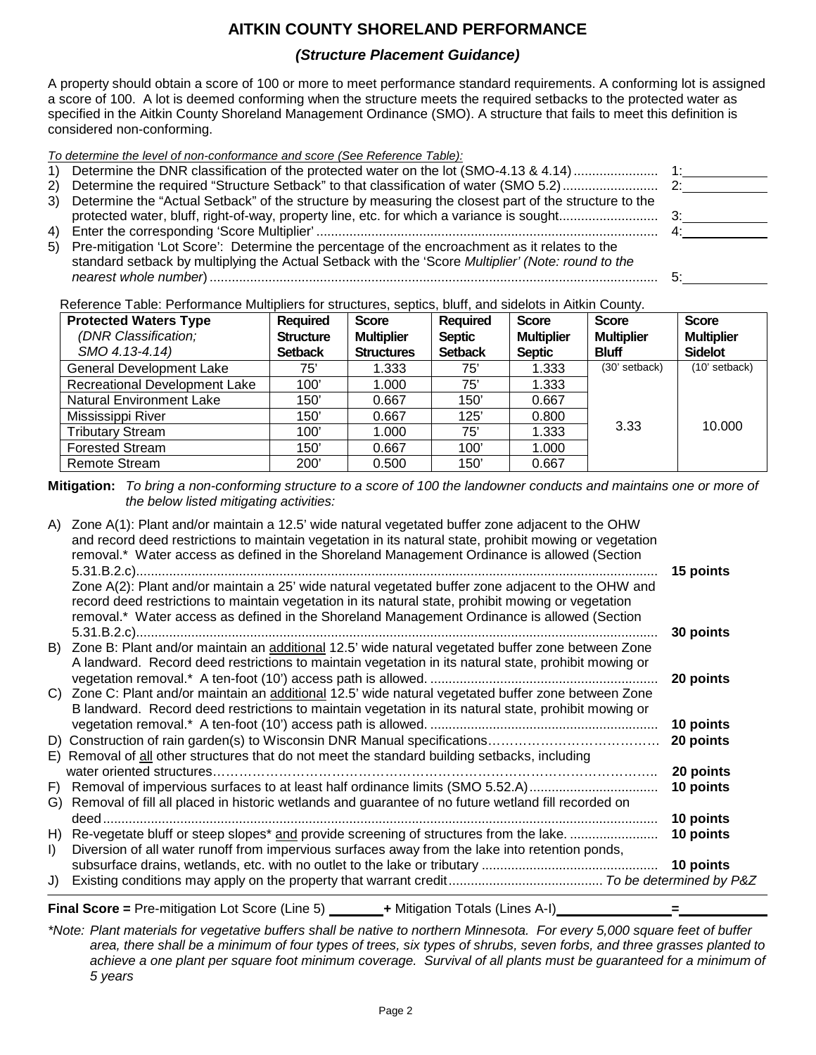# AITKIN COUNTY SHORELAND PERFORMANCE

## *(Structure Placement Guidance)*

A property should obtain a score of 100 or more to meet performance standard requirements. A conforming lot is assigned a score of 100. A lot is deemed conforming when the structure meets the required setbacks to the protected water as specified in the Aitkin County Shoreland Management Ordinance (SMO). A structure that fails to meet this definition is considered non-conforming.

*To determine the level of non-conformance and score (See Reference Table):*

1) Determine the DNR classification of the protected water on the lot (SMO-4.13 & 4.14) ....................... 1:____________
2) Determine the required "Structure Setback" to that classification of water (SMO 5.2) .......................... 2:____________
3) Determine the "Actual Setback" of the structure by measuring the closest part of the structure to the protected water, bluff, right-of-way, property line, etc. for which a variance is sought.......................... 3:____________
4) Enter the corresponding 'Score Multiplier' ............................................................................................ 4:____________
5) Pre-mitigation 'Lot Score': Determine the percentage of the encroachment as it relates to the standard setback by multiplying the Actual Setback with the 'Score *Multiplier' (Note: round to the nearest whole number*) ........................................................................................................................ 5:____________

Reference Table: Performance Multipliers for structures, septics, bluff, and sidelots in Aitkin County.

| **Protected Waters Type** *(DNR Classification; SMO 4.13-4.14)* | **Required Structure Setback** | **Score Multiplier Structures** | **Required Septic Setback** | **Score Multiplier Septic** | **Score Multiplier Bluff** | **Score Multiplier Sidelot** |
|---|---|---|---|---|---|---|
| General Development Lake | 75' | 1.333 | 75' | 1.333 | (30' setback) | (10' setback) |
| Recreational Development Lake | 100' | 1.000 | 75' | 1.333 | | |
| Natural Environment Lake | 150' | 0.667 | 150' | 0.667 | | |
| Mississippi River | 150' | 0.667 | 125' | 0.800 | 3.33 | 10.000 |
| Tributary Stream | 100' | 1.000 | 75' | 1.333 | | |
| Forested Stream | 150' | 0.667 | 100' | 1.000 | | |
| Remote Stream | 200' | 0.500 | 150' | 0.667 | | |

**Mitigation:** *To bring a non-conforming structure to a score of 100 the landowner conducts and maintains one or more of the below listed mitigating activities:*

A) Zone A(1): Plant and/or maintain a 12.5' wide natural vegetated buffer zone adjacent to the OHW and record deed restrictions to maintain vegetation in its natural state, prohibit mowing or vegetation removal.* Water access as defined in the Shoreland Management Ordinance is allowed (Section 5.31.B.2.c)........................................................................................................................ **15 points**
   Zone A(2): Plant and/or maintain a 25' wide natural vegetated buffer zone adjacent to the OHW and record deed restrictions to maintain vegetation in its natural state, prohibit mowing or vegetation removal.* Water access as defined in the Shoreland Management Ordinance is allowed (Section 5.31.B.2.c)........................................................................................................................ **30 points**
B) Zone B: Plant and/or maintain an <u>additional</u> 12.5' wide natural vegetated buffer zone between Zone A landward. Record deed restrictions to maintain vegetation in its natural state, prohibit mowing or vegetation removal.* A ten-foot (10') access path is allowed. .................................................... **20 points**
C) Zone C: Plant and/or maintain an <u>additional</u> 12.5' wide natural vegetated buffer zone between Zone B landward. Record deed restrictions to maintain vegetation in its natural state, prohibit mowing or vegetation removal.* A ten-foot (10') access path is allowed. .................................................... **10 points**
D) Construction of rain garden(s) to Wisconsin DNR Manual specifications………………………………… **20 points**
E) Removal of <u>all</u> other structures that do not meet the standard building setbacks, including water oriented structures………………………………………………………………………………….. **20 points**
F) Removal of impervious surfaces to at least half ordinance limits (SMO 5.52.A) ................................. **10 points**
G) Removal of fill all placed in historic wetlands and guarantee of no future wetland fill recorded on deed ........................................................................................................................................ **10 points**
H) Re-vegetate bluff or steep slopes* <u>and</u> provide screening of structures from the lake. ........................ **10 points**
I) Diversion of all water runoff from impervious surfaces away from the lake into retention ponds, subsurface drains, wetlands, etc. with no outlet to the lake or tributary ............................................. **10 points**
J) Existing conditions may apply on the property that warrant credit.......................................... *To be determined by P&Z*

**Final Score =** Pre-mitigation Lot Score (Line 5) ________ **+** Mitigation Totals (Lines A-I)________________ **=**____________

*\*Note: Plant materials for vegetative buffers shall be native to northern Minnesota. For every 5,000 square feet of buffer area, there shall be a minimum of four types of trees, six types of shrubs, seven forbs, and three grasses planted to achieve a one plant per square foot minimum coverage. Survival of all plants must be guaranteed for a minimum of 5 years*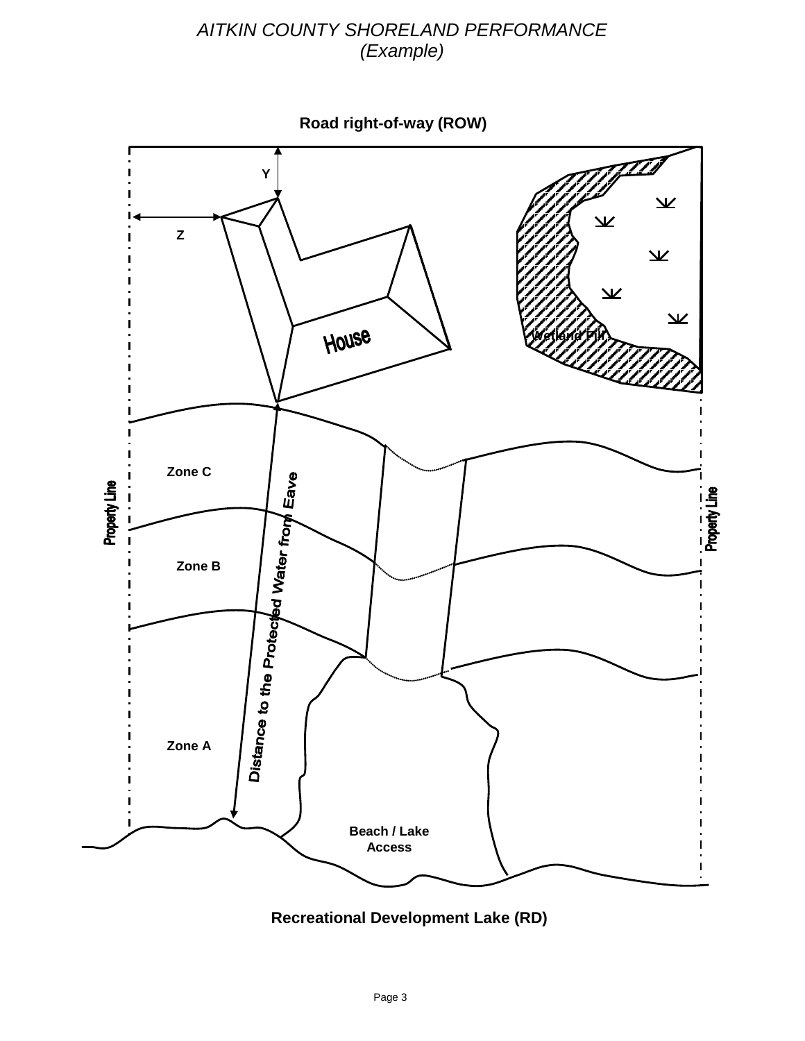*AITKIN COUNTY SHORELAND PERFORMANCE*
*(Example)*

**Road right-of-way (ROW)**

Y

Z

House

Wetland Fill

Zone C

Property Line

Property Line

Zone B

Distance to the Protected Water from Eave

Zone A

Beach / Lake Access

**Recreational Development Lake (RD)**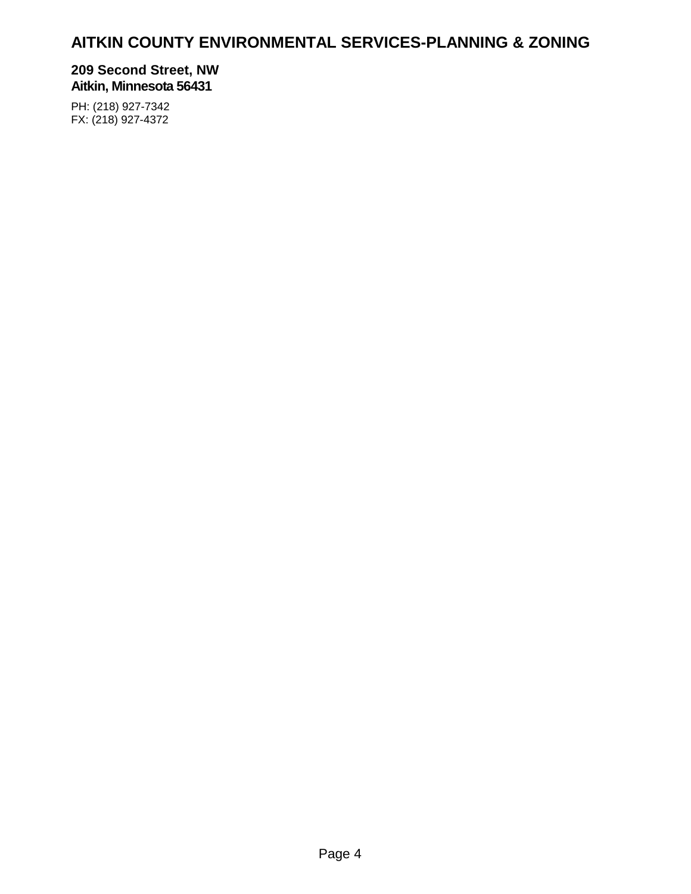# AITKIN COUNTY ENVIRONMENTAL SERVICES-PLANNING & ZONING

**209 Second Street, NW**
**Aitkin, Minnesota 56431**

PH: (218) 927-7342
FX: (218) 927-4372